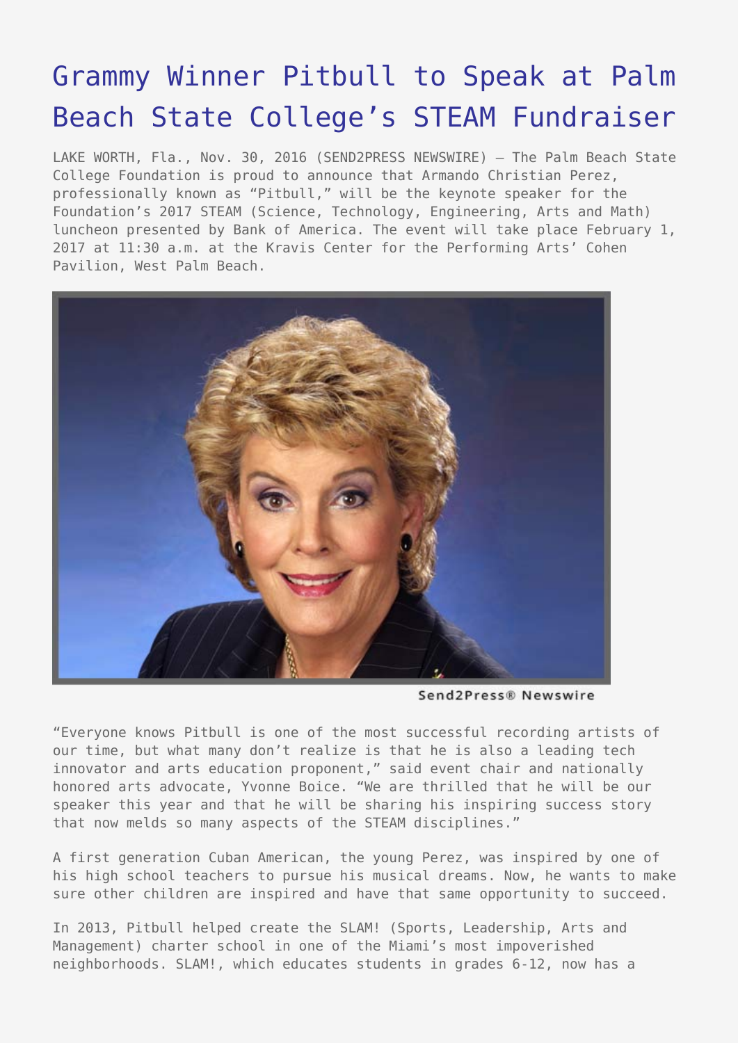# Grammy Winner Pitbull to Speak at Palm Beach State College's STEAM Fundraiser

LAKE WORTH, Fla., Nov. 30, 2016 (SEND2PRESS NEWSWIRE) — The Palm Beach State College Foundation is proud to announce that Armando Christian Perez, professionally known as "Pitbull," will be the keynote speaker for the Foundation's 2017 STEAM (Science, Technology, Engineering, Arts and Math) luncheon presented by Bank of America. The event will take place February 1, 2017 at 11:30 a.m. at the Kravis Center for the Performing Arts' Cohen Pavilion, West Palm Beach.

Send2Press® Newswire

"Everyone knows Pitbull is one of the most successful recording artists of our time, but what many don't realize is that he is also a leading tech innovator and arts education proponent," said event chair and nationally honored arts advocate, Yvonne Boice. "We are thrilled that he will be our speaker this year and that he will be sharing his inspiring success story that now melds so many aspects of the STEAM disciplines."

A first generation Cuban American, the young Perez, was inspired by one of his high school teachers to pursue his musical dreams. Now, he wants to make sure other children are inspired and have that same opportunity to succeed.

In 2013, Pitbull helped create the SLAM! (Sports, Leadership, Arts and Management) charter school in one of the Miami's most impoverished neighborhoods. SLAM!, which educates students in grades 6-12, now has a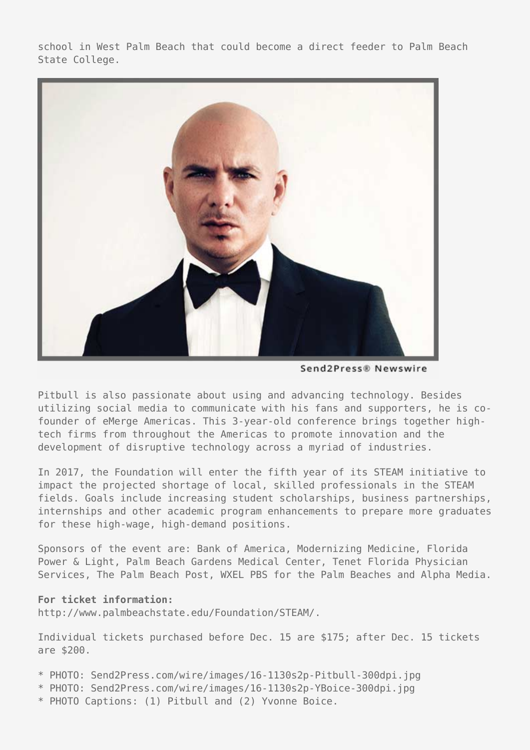school in West Palm Beach that could become a direct feeder to Palm Beach State College.

Send2Press® Newswire

Pitbull is also passionate about using and advancing technology. Besides utilizing social media to communicate with his fans and supporters, he is co-founder of eMerge Americas. This 3-year-old conference brings together high-tech firms from throughout the Americas to promote innovation and the development of disruptive technology across a myriad of industries.

In 2017, the Foundation will enter the fifth year of its STEAM initiative to impact the projected shortage of local, skilled professionals in the STEAM fields. Goals include increasing student scholarships, business partnerships, internships and other academic program enhancements to prepare more graduates for these high-wage, high-demand positions.

Sponsors of the event are: Bank of America, Modernizing Medicine, Florida Power & Light, Palm Beach Gardens Medical Center, Tenet Florida Physician Services, The Palm Beach Post, WXEL PBS for the Palm Beaches and Alpha Media.

**For ticket information:**
http://www.palmbeachstate.edu/Foundation/STEAM/.

Individual tickets purchased before Dec. 15 are $175; after Dec. 15 tickets are $200.

* PHOTO: Send2Press.com/wire/images/16-1130s2p-Pitbull-300dpi.jpg
* PHOTO: Send2Press.com/wire/images/16-1130s2p-YBoice-300dpi.jpg
* PHOTO Captions: (1) Pitbull and (2) Yvonne Boice.